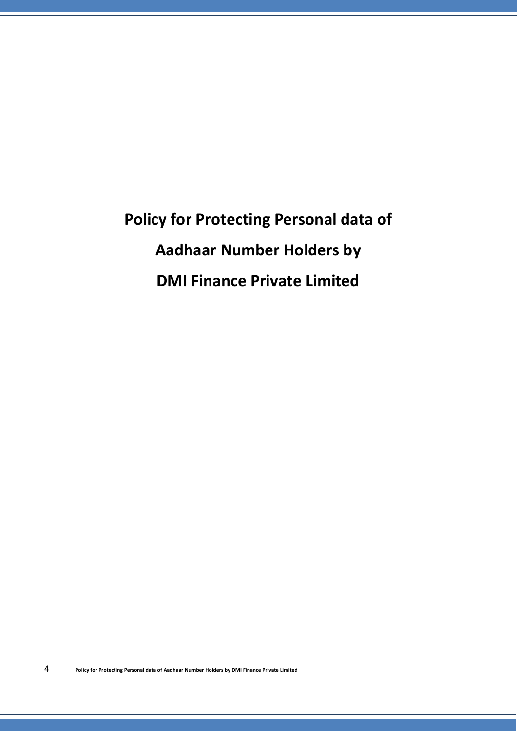# Policy for Protecting Personal data of Aadhaar Number Holders by DMI Finance Private Limited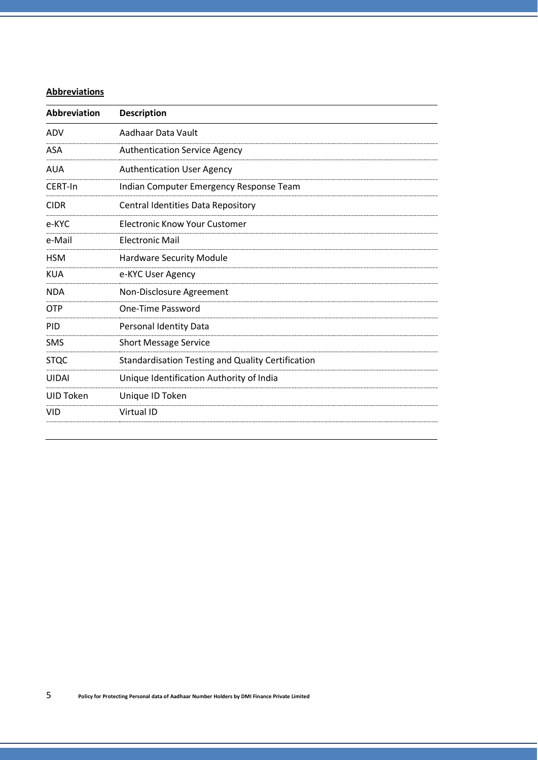**Abbreviations**

| Abbreviation | Description |
|---|---|
| ADV | Aadhaar Data Vault |
| ASA | Authentication Service Agency |
| AUA | Authentication User Agency |
| CERT-In | Indian Computer Emergency Response Team |
| CIDR | Central Identities Data Repository |
| e-KYC | Electronic Know Your Customer |
| e-Mail | Electronic Mail |
| HSM | Hardware Security Module |
| KUA | e-KYC User Agency |
| NDA | Non-Disclosure Agreement |
| OTP | One-Time Password |
| PID | Personal Identity Data |
| SMS | Short Message Service |
| STQC | Standardisation Testing and Quality Certification |
| UIDAI | Unique Identification Authority of India |
| UID Token | Unique ID Token |
| VID | Virtual ID |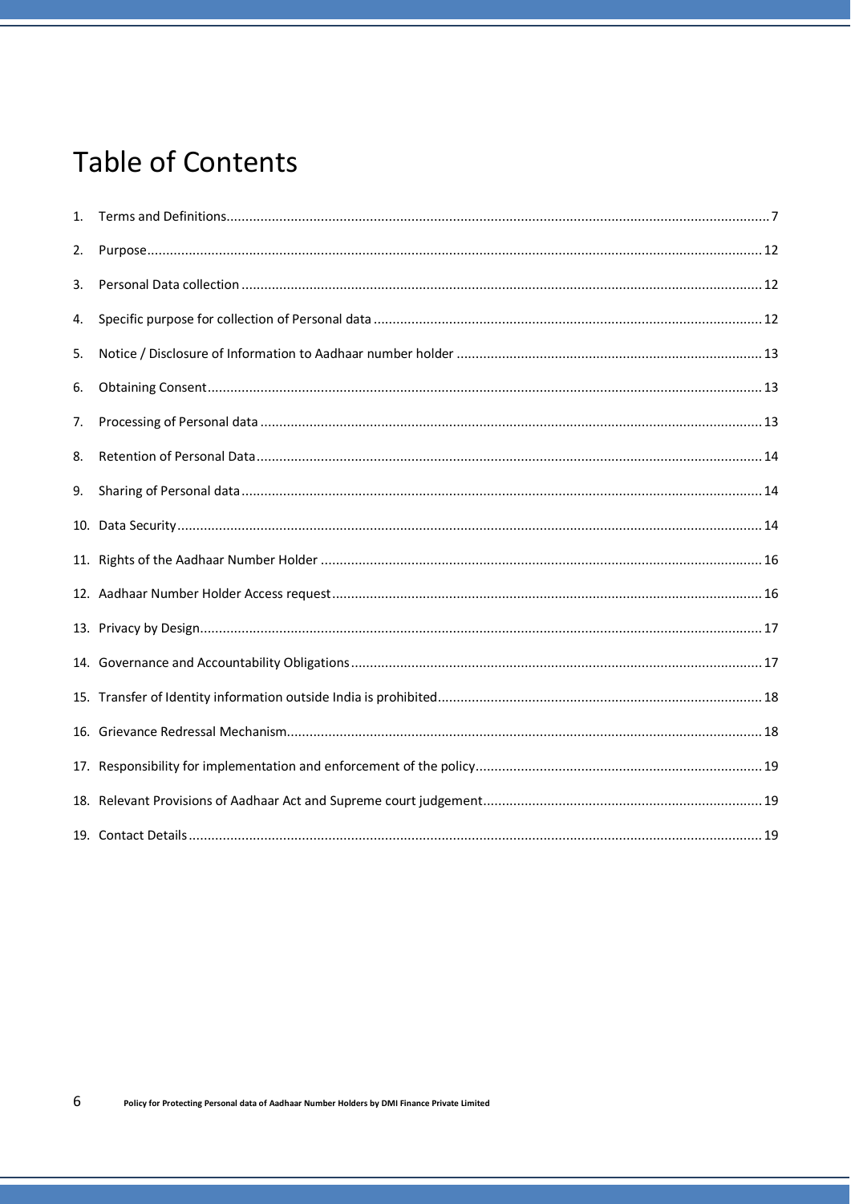# Table of Contents

1. Terms and Definitions ... 7
2. Purpose ... 12
3. Personal Data collection ... 12
4. Specific purpose for collection of Personal data ... 12
5. Notice / Disclosure of Information to Aadhaar number holder ... 13
6. Obtaining Consent ... 13
7. Processing of Personal data ... 13
8. Retention of Personal Data ... 14
9. Sharing of Personal data ... 14
10. Data Security ... 14
11. Rights of the Aadhaar Number Holder ... 16
12. Aadhaar Number Holder Access request ... 16
13. Privacy by Design ... 17
14. Governance and Accountability Obligations ... 17
15. Transfer of Identity information outside India is prohibited ... 18
16. Grievance Redressal Mechanism ... 18
17. Responsibility for implementation and enforcement of the policy ... 19
18. Relevant Provisions of Aadhaar Act and Supreme court judgement ... 19
19. Contact Details ... 19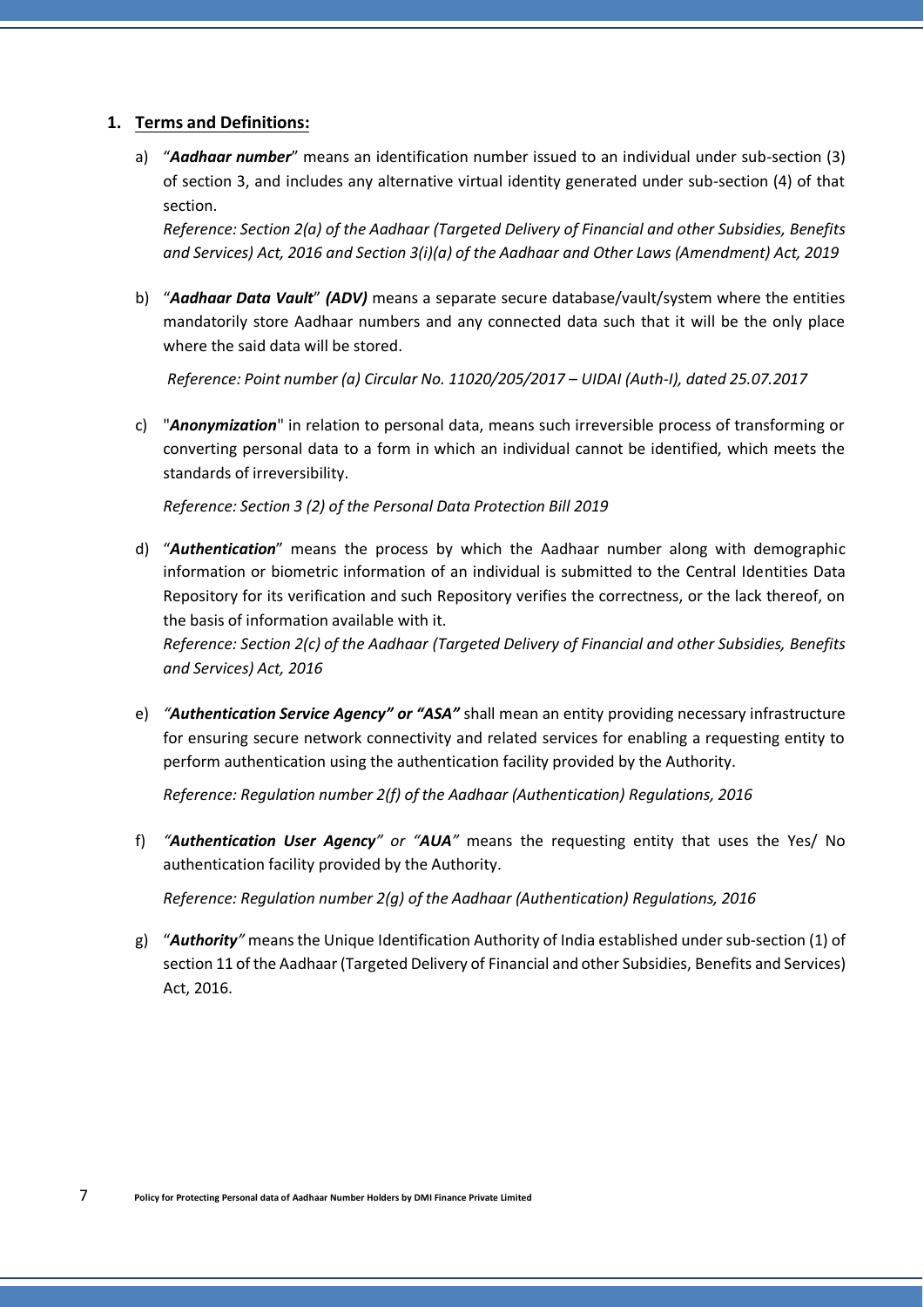## 1. Terms and Definitions:

a) "***Aadhaar number***" means an identification number issued to an individual under sub-section (3) of section 3, and includes any alternative virtual identity generated under sub-section (4) of that section.

*Reference: Section 2(a) of the Aadhaar (Targeted Delivery of Financial and other Subsidies, Benefits and Services) Act, 2016 and Section 3(i)(a) of the Aadhaar and Other Laws (Amendment) Act, 2019*

b) "***Aadhaar Data Vault***" ***(ADV)*** means a separate secure database/vault/system where the entities mandatorily store Aadhaar numbers and any connected data such that it will be the only place where the said data will be stored.

*Reference: Point number (a) Circular No. 11020/205/2017 – UIDAI (Auth-I), dated 25.07.2017*

c) "***Anonymization***" in relation to personal data, means such irreversible process of transforming or converting personal data to a form in which an individual cannot be identified, which meets the standards of irreversibility.

*Reference: Section 3 (2) of the Personal Data Protection Bill 2019*

d) "***Authentication***" means the process by which the Aadhaar number along with demographic information or biometric information of an individual is submitted to the Central Identities Data Repository for its verification and such Repository verifies the correctness, or the lack thereof, on the basis of information available with it.

*Reference: Section 2(c) of the Aadhaar (Targeted Delivery of Financial and other Subsidies, Benefits and Services) Act, 2016*

e) *"**Authentication Service Agency" or "ASA"*** shall mean an entity providing necessary infrastructure for ensuring secure network connectivity and related services for enabling a requesting entity to perform authentication using the authentication facility provided by the Authority.

*Reference: Regulation number 2(f) of the Aadhaar (Authentication) Regulations, 2016*

f) *"**Authentication User Agency**" or "**AUA**"* means the requesting entity that uses the Yes/ No authentication facility provided by the Authority.

*Reference: Regulation number 2(g) of the Aadhaar (Authentication) Regulations, 2016*

g) "***Authority***" means the Unique Identification Authority of India established under sub-section (1) of section 11 of the Aadhaar (Targeted Delivery of Financial and other Subsidies, Benefits and Services) Act, 2016.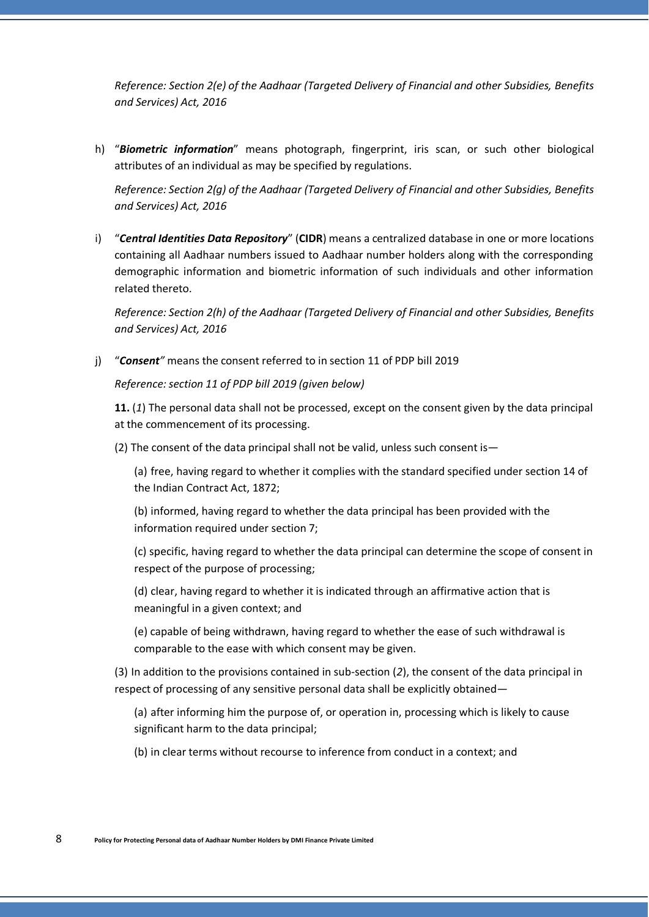*Reference: Section 2(e) of the Aadhaar (Targeted Delivery of Financial and other Subsidies, Benefits and Services) Act, 2016*

h) "***Biometric information***" means photograph, fingerprint, iris scan, or such other biological attributes of an individual as may be specified by regulations.

   *Reference: Section 2(g) of the Aadhaar (Targeted Delivery of Financial and other Subsidies, Benefits and Services) Act, 2016*

i) "***Central Identities Data Repository***" (**CIDR**) means a centralized database in one or more locations containing all Aadhaar numbers issued to Aadhaar number holders along with the corresponding demographic information and biometric information of such individuals and other information related thereto.

   *Reference: Section 2(h) of the Aadhaar (Targeted Delivery of Financial and other Subsidies, Benefits and Services) Act, 2016*

j) "***Consent"*** means the consent referred to in section 11 of PDP bill 2019

   *Reference: section 11 of PDP bill 2019 (given below)*

   **11.** (*1*) The personal data shall not be processed, except on the consent given by the data principal at the commencement of its processing.

   (2) The consent of the data principal shall not be valid, unless such consent is—

   (a) free, having regard to whether it complies with the standard specified under section 14 of the Indian Contract Act, 1872;

   (b) informed, having regard to whether the data principal has been provided with the information required under section 7;

   (c) specific, having regard to whether the data principal can determine the scope of consent in respect of the purpose of processing;

   (d) clear, having regard to whether it is indicated through an affirmative action that is meaningful in a given context; and

   (e) capable of being withdrawn, having regard to whether the ease of such withdrawal is comparable to the ease with which consent may be given.

   (3) In addition to the provisions contained in sub-section (*2*), the consent of the data principal in respect of processing of any sensitive personal data shall be explicitly obtained—

   (a) after informing him the purpose of, or operation in, processing which is likely to cause significant harm to the data principal;

   (b) in clear terms without recourse to inference from conduct in a context; and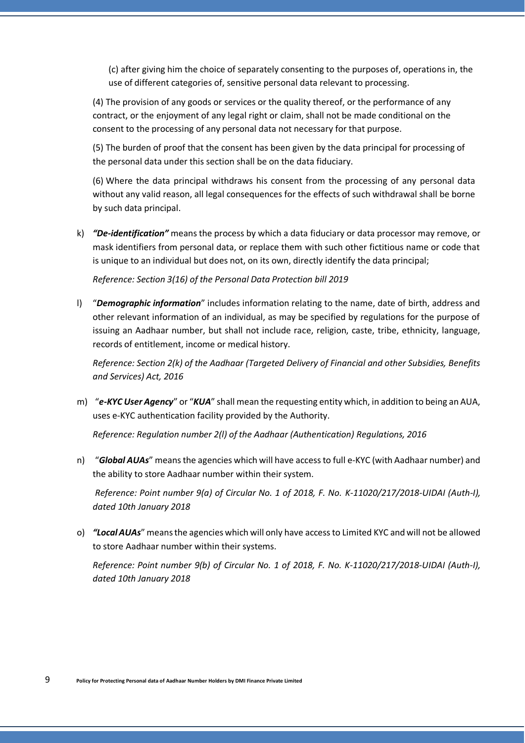(c) after giving him the choice of separately consenting to the purposes of, operations in, the use of different categories of, sensitive personal data relevant to processing.

(4) The provision of any goods or services or the quality thereof, or the performance of any contract, or the enjoyment of any legal right or claim, shall not be made conditional on the consent to the processing of any personal data not necessary for that purpose.

(5) The burden of proof that the consent has been given by the data principal for processing of the personal data under this section shall be on the data fiduciary.

(6) Where the data principal withdraws his consent from the processing of any personal data without any valid reason, all legal consequences for the effects of such withdrawal shall be borne by such data principal.

k) ***“De-identification”*** means the process by which a data fiduciary or data processor may remove, or mask identifiers from personal data, or replace them with such other fictitious name or code that is unique to an individual but does not, on its own, directly identify the data principal;

   *Reference: Section 3(16) of the Personal Data Protection bill 2019*

l) “***Demographic information***” includes information relating to the name, date of birth, address and other relevant information of an individual, as may be specified by regulations for the purpose of issuing an Aadhaar number, but shall not include race, religion, caste, tribe, ethnicity, language, records of entitlement, income or medical history.

   *Reference: Section 2(k) of the Aadhaar (Targeted Delivery of Financial and other Subsidies, Benefits and Services) Act, 2016*

m) “***e-KYC User Agency***” or “***KUA***” shall mean the requesting entity which, in addition to being an AUA, uses e-KYC authentication facility provided by the Authority.

   *Reference: Regulation number 2(l) of the Aadhaar (Authentication) Regulations, 2016*

n) “***Global AUAs***” means the agencies which will have access to full e-KYC (with Aadhaar number) and the ability to store Aadhaar number within their system.

   *Reference: Point number 9(a) of Circular No. 1 of 2018, F. No. K-11020/217/2018-UIDAI (Auth-I), dated 10th January 2018*

o) ***“Local AUAs***” means the agencies which will only have access to Limited KYC and will not be allowed to store Aadhaar number within their systems.

   *Reference: Point number 9(b) of Circular No. 1 of 2018, F. No. K-11020/217/2018-UIDAI (Auth-I), dated 10th January 2018*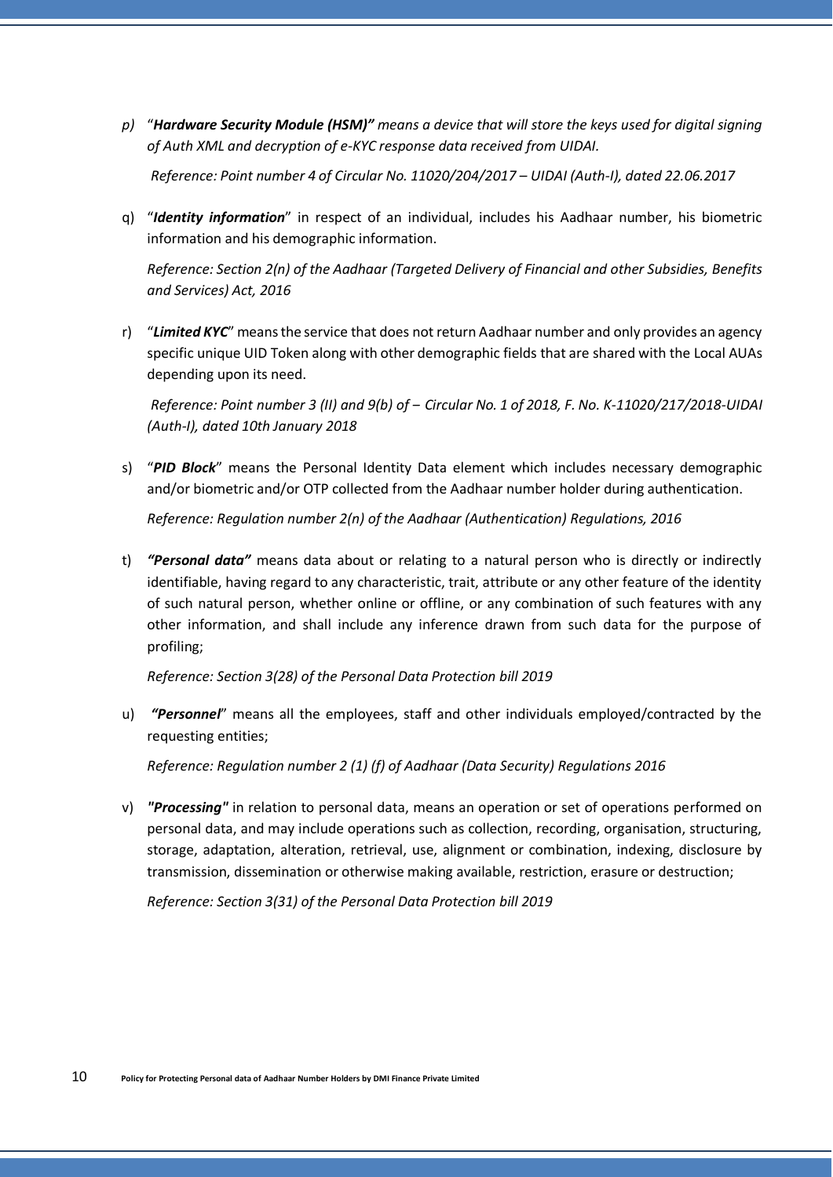p) "***Hardware Security Module (HSM)*"** *means a device that will store the keys used for digital signing of Auth XML and decryption of e-KYC response data received from UIDAI.*

*Reference: Point number 4 of Circular No. 11020/204/2017 – UIDAI (Auth-I), dated 22.06.2017*

q) "***Identity information***" in respect of an individual, includes his Aadhaar number, his biometric information and his demographic information.

*Reference: Section 2(n) of the Aadhaar (Targeted Delivery of Financial and other Subsidies, Benefits and Services) Act, 2016*

r) "***Limited KYC***" means the service that does not return Aadhaar number and only provides an agency specific unique UID Token along with other demographic fields that are shared with the Local AUAs depending upon its need.

*Reference: Point number 3 (II) and 9(b) of – Circular No. 1 of 2018, F. No. K-11020/217/2018-UIDAI (Auth-I), dated 10th January 2018*

s) "***PID Block***" means the Personal Identity Data element which includes necessary demographic and/or biometric and/or OTP collected from the Aadhaar number holder during authentication.

*Reference: Regulation number 2(n) of the Aadhaar (Authentication) Regulations, 2016*

t) ***"Personal data"*** means data about or relating to a natural person who is directly or indirectly identifiable, having regard to any characteristic, trait, attribute or any other feature of the identity of such natural person, whether online or offline, or any combination of such features with any other information, and shall include any inference drawn from such data for the purpose of profiling;

*Reference: Section 3(28) of the Personal Data Protection bill 2019*

u) ***"Personnel***" means all the employees, staff and other individuals employed/contracted by the requesting entities;

*Reference: Regulation number 2 (1) (f) of Aadhaar (Data Security) Regulations 2016*

v) ***"Processing"*** in relation to personal data, means an operation or set of operations performed on personal data, and may include operations such as collection, recording, organisation, structuring, storage, adaptation, alteration, retrieval, use, alignment or combination, indexing, disclosure by transmission, dissemination or otherwise making available, restriction, erasure or destruction;

*Reference: Section 3(31) of the Personal Data Protection bill 2019*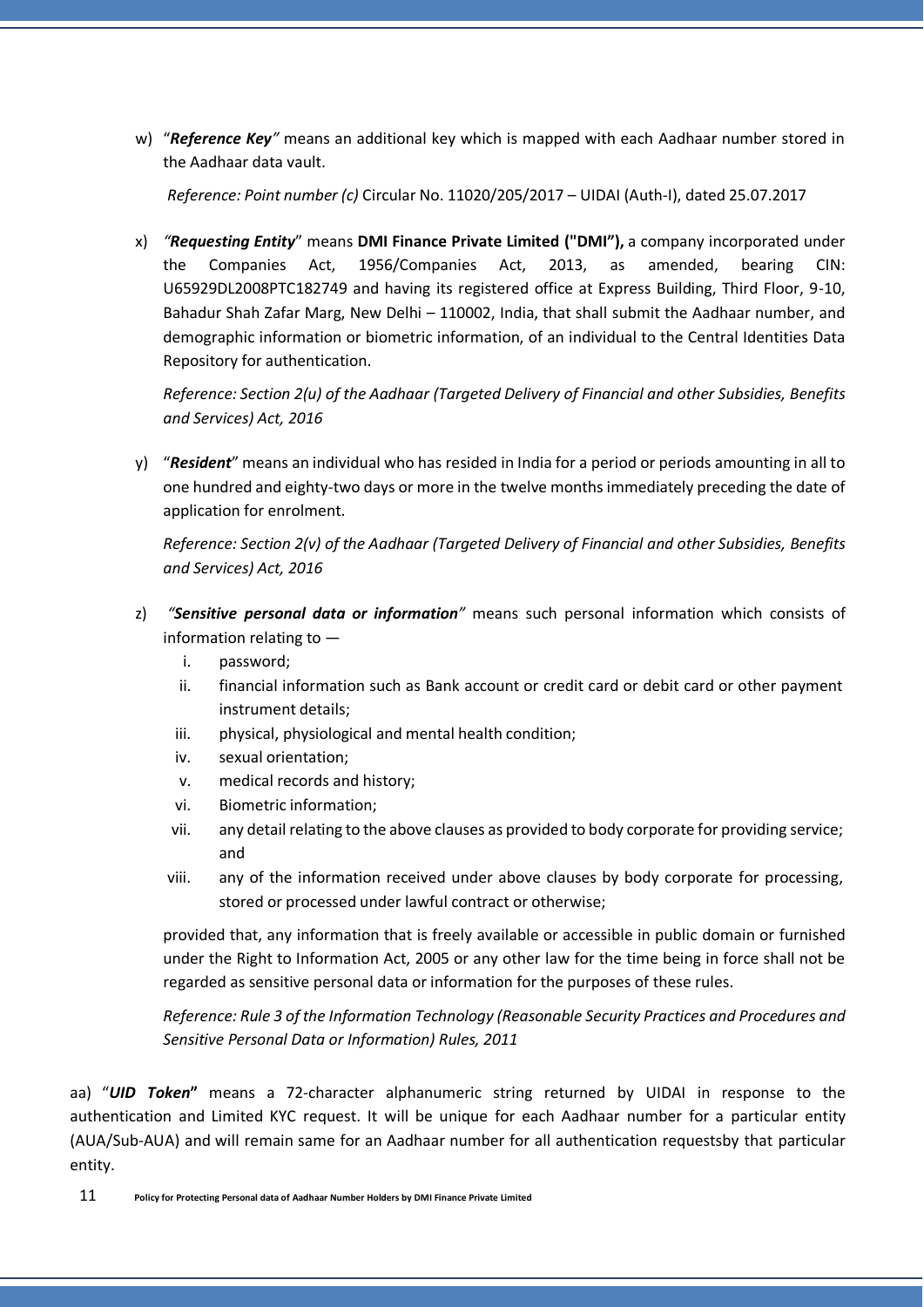w) "***Reference Key***" means an additional key which is mapped with each Aadhaar number stored in the Aadhaar data vault.

*Reference: Point number (c)* Circular No. 11020/205/2017 – UIDAI (Auth-I), dated 25.07.2017

x) "***Requesting Entity***" means **DMI Finance Private Limited ("DMI"),** a company incorporated under the Companies Act, 1956/Companies Act, 2013, as amended, bearing CIN: U65929DL2008PTC182749 and having its registered office at Express Building, Third Floor, 9-10, Bahadur Shah Zafar Marg, New Delhi – 110002, India, that shall submit the Aadhaar number, and demographic information or biometric information, of an individual to the Central Identities Data Repository for authentication.

*Reference: Section 2(u) of the Aadhaar (Targeted Delivery of Financial and other Subsidies, Benefits and Services) Act, 2016*

y) "***Resident***" means an individual who has resided in India for a period or periods amounting in all to one hundred and eighty-two days or more in the twelve months immediately preceding the date of application for enrolment.

*Reference: Section 2(v) of the Aadhaar (Targeted Delivery of Financial and other Subsidies, Benefits and Services) Act, 2016*

z) "***Sensitive personal data or information***" means such personal information which consists of information relating to —

   i. password;
   ii. financial information such as Bank account or credit card or debit card or other payment instrument details;
   iii. physical, physiological and mental health condition;
   iv. sexual orientation;
   v. medical records and history;
   vi. Biometric information;
   vii. any detail relating to the above clauses as provided to body corporate for providing service; and
   viii. any of the information received under above clauses by body corporate for processing, stored or processed under lawful contract or otherwise;

provided that, any information that is freely available or accessible in public domain or furnished under the Right to Information Act, 2005 or any other law for the time being in force shall not be regarded as sensitive personal data or information for the purposes of these rules.

*Reference: Rule 3 of the Information Technology (Reasonable Security Practices and Procedures and Sensitive Personal Data or Information) Rules, 2011*

aa) "***UID Token***" means a 72-character alphanumeric string returned by UIDAI in response to the authentication and Limited KYC request. It will be unique for each Aadhaar number for a particular entity (AUA/Sub-AUA) and will remain same for an Aadhaar number for all authentication requestsby that particular entity.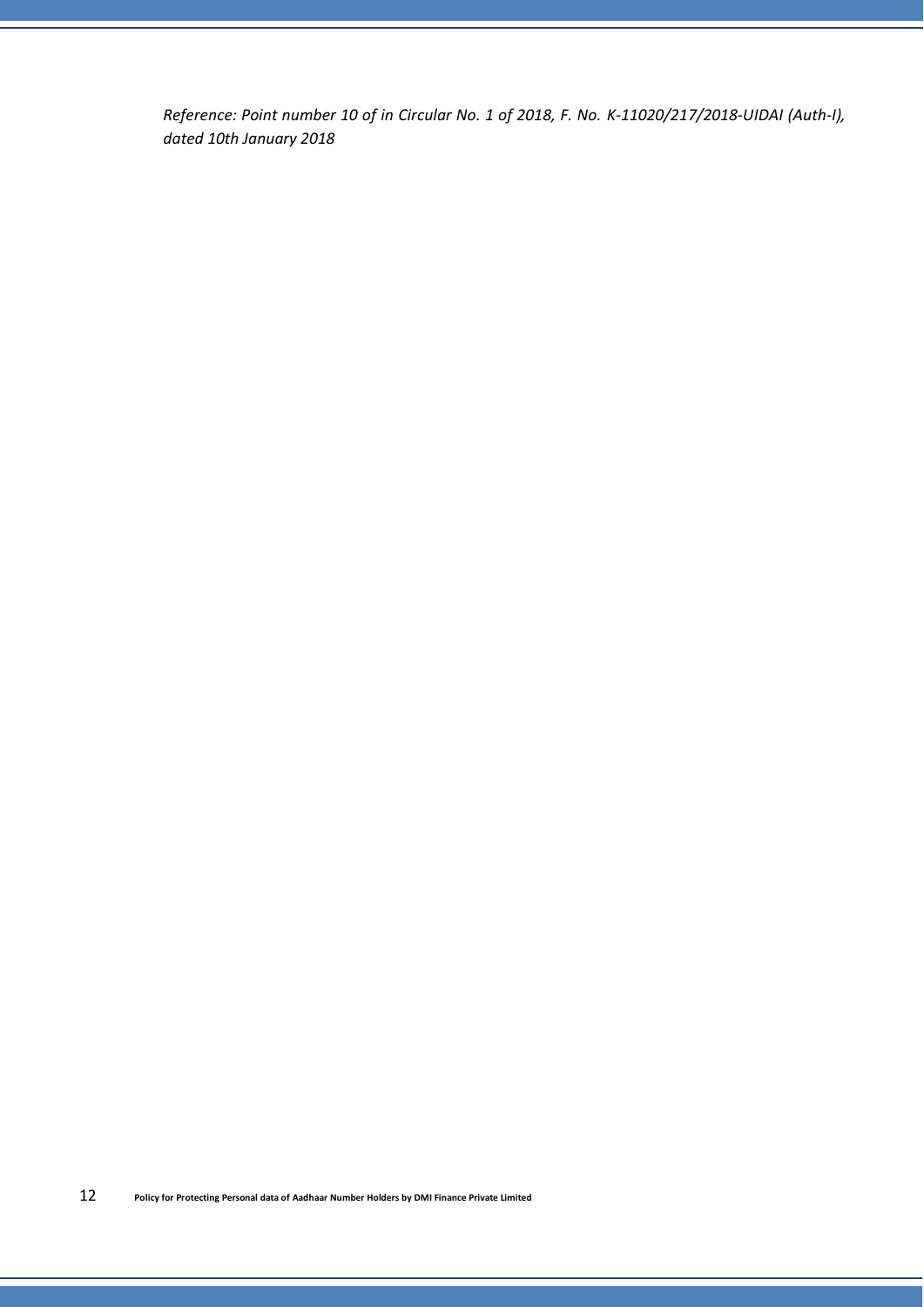*Reference: Point number 10 of in Circular No. 1 of 2018, F. No. K-11020/217/2018-UIDAI (Auth-I), dated 10th January 2018*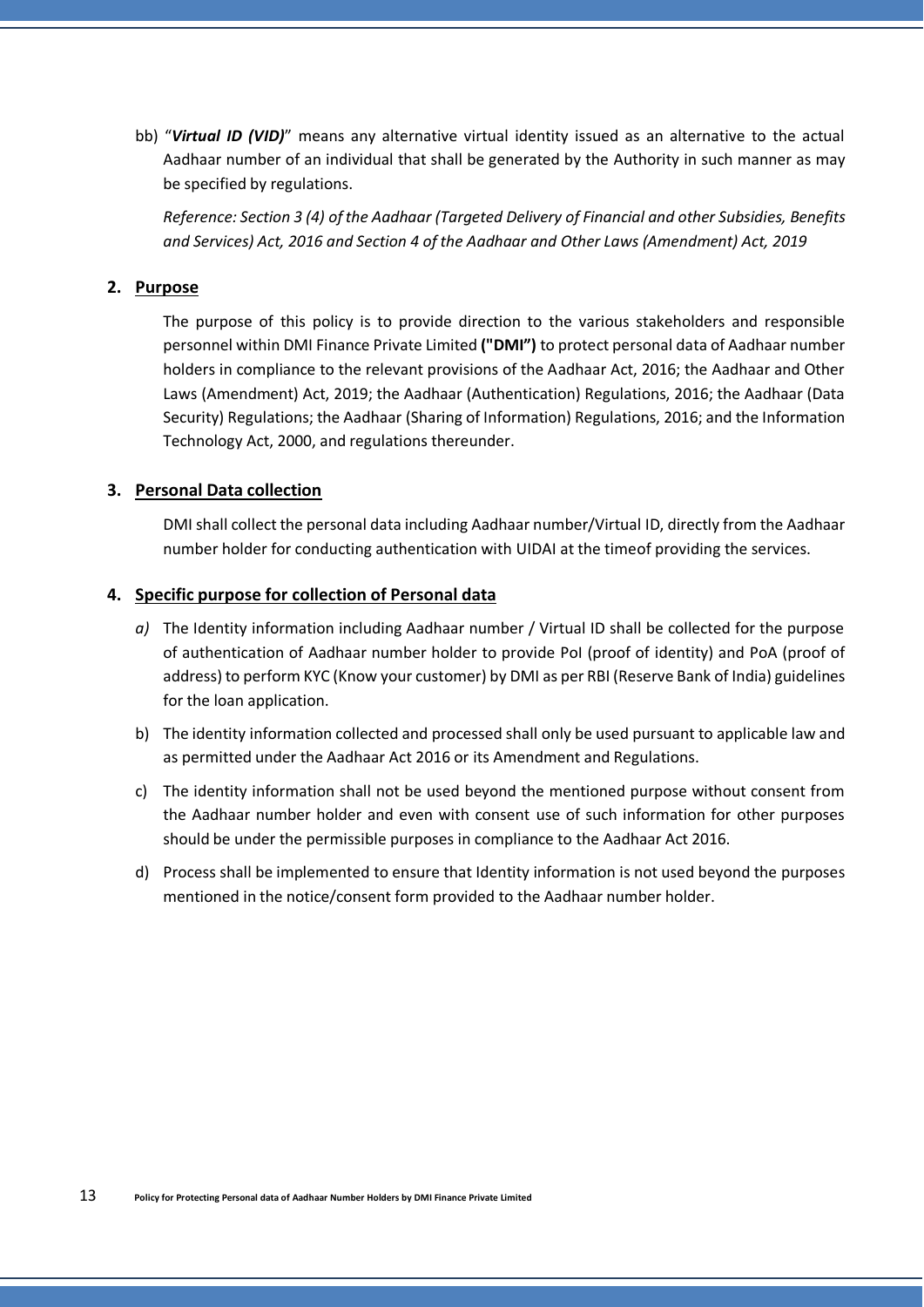bb) "***Virtual ID (VID)***" means any alternative virtual identity issued as an alternative to the actual Aadhaar number of an individual that shall be generated by the Authority in such manner as may be specified by regulations.

*Reference: Section 3 (4) of the Aadhaar (Targeted Delivery of Financial and other Subsidies, Benefits and Services) Act, 2016 and Section 4 of the Aadhaar and Other Laws (Amendment) Act, 2019*

## 2. Purpose

The purpose of this policy is to provide direction to the various stakeholders and responsible personnel within DMI Finance Private Limited **("DMI")** to protect personal data of Aadhaar number holders in compliance to the relevant provisions of the Aadhaar Act, 2016; the Aadhaar and Other Laws (Amendment) Act, 2019; the Aadhaar (Authentication) Regulations, 2016; the Aadhaar (Data Security) Regulations; the Aadhaar (Sharing of Information) Regulations, 2016; and the Information Technology Act, 2000, and regulations thereunder.

## 3. Personal Data collection

DMI shall collect the personal data including Aadhaar number/Virtual ID, directly from the Aadhaar number holder for conducting authentication with UIDAI at the timeof providing the services.

## 4. Specific purpose for collection of Personal data

*a)* The Identity information including Aadhaar number / Virtual ID shall be collected for the purpose of authentication of Aadhaar number holder to provide PoI (proof of identity) and PoA (proof of address) to perform KYC (Know your customer) by DMI as per RBI (Reserve Bank of India) guidelines for the loan application.

b) The identity information collected and processed shall only be used pursuant to applicable law and as permitted under the Aadhaar Act 2016 or its Amendment and Regulations.

c) The identity information shall not be used beyond the mentioned purpose without consent from the Aadhaar number holder and even with consent use of such information for other purposes should be under the permissible purposes in compliance to the Aadhaar Act 2016.

d) Process shall be implemented to ensure that Identity information is not used beyond the purposes mentioned in the notice/consent form provided to the Aadhaar number holder.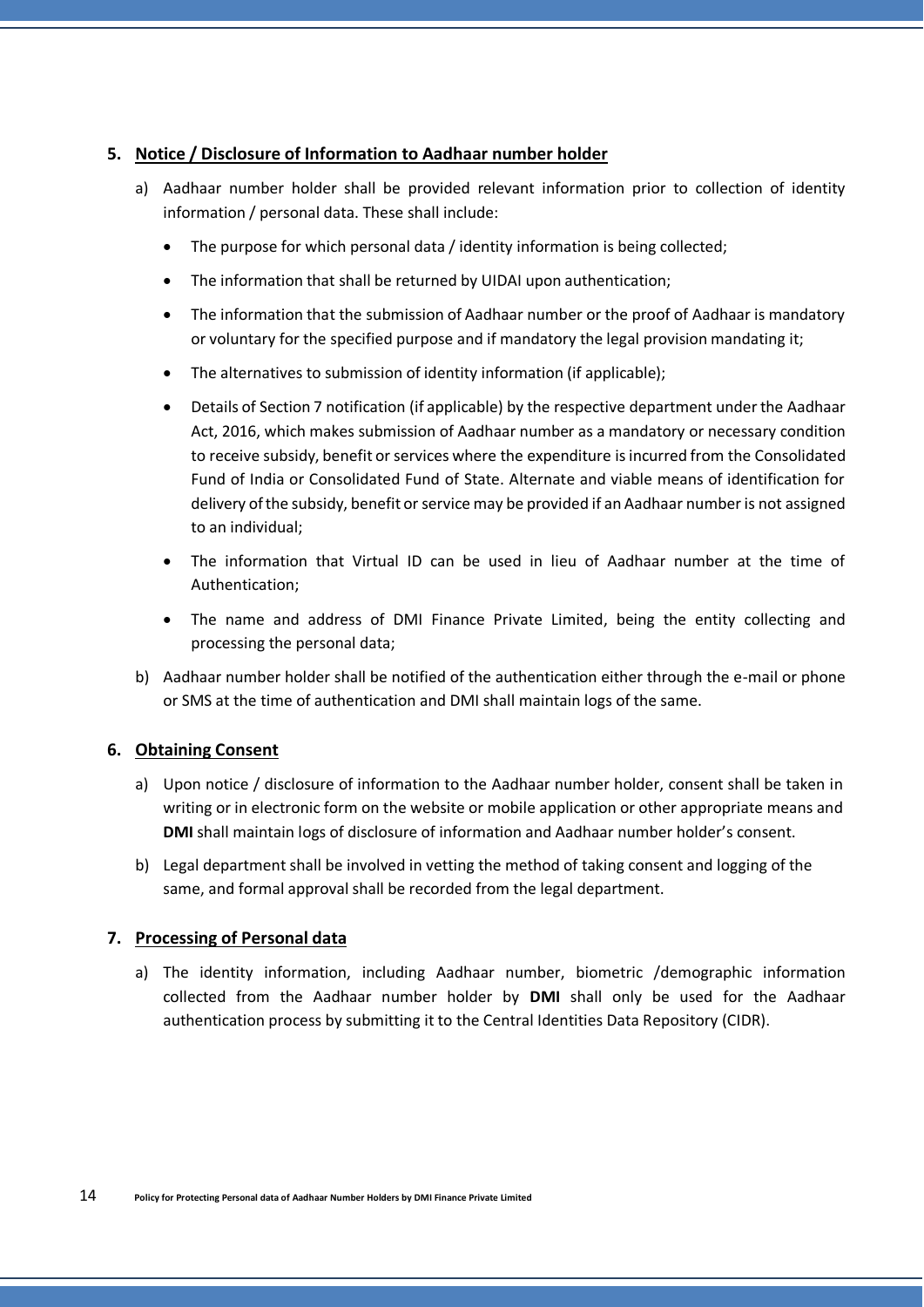## 5. Notice / Disclosure of Information to Aadhaar number holder

a) Aadhaar number holder shall be provided relevant information prior to collection of identity information / personal data. These shall include:

- The purpose for which personal data / identity information is being collected;
- The information that shall be returned by UIDAI upon authentication;
- The information that the submission of Aadhaar number or the proof of Aadhaar is mandatory or voluntary for the specified purpose and if mandatory the legal provision mandating it;
- The alternatives to submission of identity information (if applicable);
- Details of Section 7 notification (if applicable) by the respective department under the Aadhaar Act, 2016, which makes submission of Aadhaar number as a mandatory or necessary condition to receive subsidy, benefit or services where the expenditure is incurred from the Consolidated Fund of India or Consolidated Fund of State. Alternate and viable means of identification for delivery of the subsidy, benefit or service may be provided if an Aadhaar number is not assigned to an individual;
- The information that Virtual ID can be used in lieu of Aadhaar number at the time of Authentication;
- The name and address of DMI Finance Private Limited, being the entity collecting and processing the personal data;

b) Aadhaar number holder shall be notified of the authentication either through the e-mail or phone or SMS at the time of authentication and DMI shall maintain logs of the same.

## 6. Obtaining Consent

a) Upon notice / disclosure of information to the Aadhaar number holder, consent shall be taken in writing or in electronic form on the website or mobile application or other appropriate means and **DMI** shall maintain logs of disclosure of information and Aadhaar number holder's consent.

b) Legal department shall be involved in vetting the method of taking consent and logging of the same, and formal approval shall be recorded from the legal department.

## 7. Processing of Personal data

a) The identity information, including Aadhaar number, biometric /demographic information collected from the Aadhaar number holder by **DMI** shall only be used for the Aadhaar authentication process by submitting it to the Central Identities Data Repository (CIDR).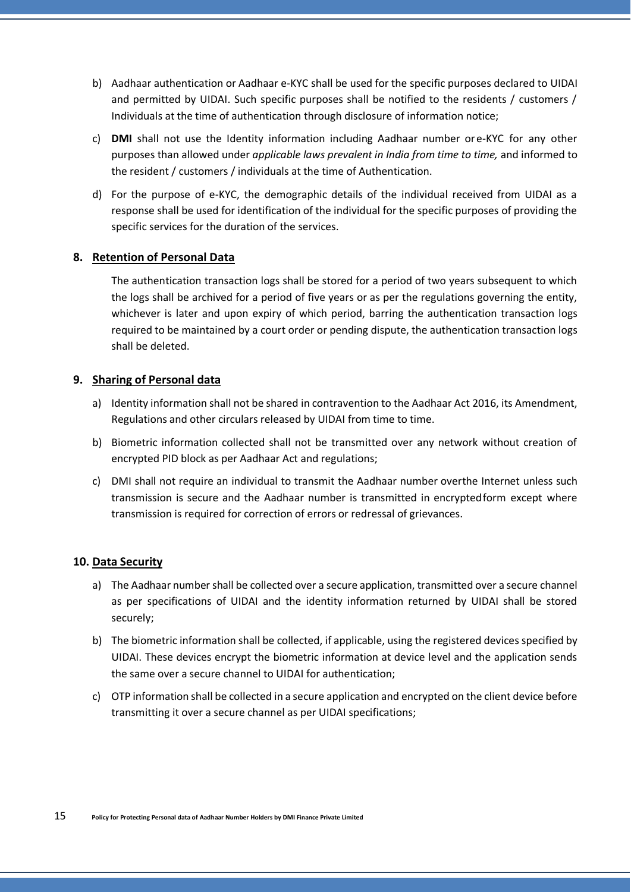b) Aadhaar authentication or Aadhaar e-KYC shall be used for the specific purposes declared to UIDAI and permitted by UIDAI. Such specific purposes shall be notified to the residents / customers / Individuals at the time of authentication through disclosure of information notice;

c) **DMI** shall not use the Identity information including Aadhaar number or e-KYC for any other purposes than allowed under *applicable laws prevalent in India from time to time,* and informed to the resident / customers / individuals at the time of Authentication.

d) For the purpose of e-KYC, the demographic details of the individual received from UIDAI as a response shall be used for identification of the individual for the specific purposes of providing the specific services for the duration of the services.

## 8. Retention of Personal Data

The authentication transaction logs shall be stored for a period of two years subsequent to which the logs shall be archived for a period of five years or as per the regulations governing the entity, whichever is later and upon expiry of which period, barring the authentication transaction logs required to be maintained by a court order or pending dispute, the authentication transaction logs shall be deleted.

## 9. Sharing of Personal data

a) Identity information shall not be shared in contravention to the Aadhaar Act 2016, its Amendment, Regulations and other circulars released by UIDAI from time to time.

b) Biometric information collected shall not be transmitted over any network without creation of encrypted PID block as per Aadhaar Act and regulations;

c) DMI shall not require an individual to transmit the Aadhaar number overthe Internet unless such transmission is secure and the Aadhaar number is transmitted in encryptedform except where transmission is required for correction of errors or redressal of grievances.

## 10. Data Security

a) The Aadhaar number shall be collected over a secure application, transmitted over a secure channel as per specifications of UIDAI and the identity information returned by UIDAI shall be stored securely;

b) The biometric information shall be collected, if applicable, using the registered devices specified by UIDAI. These devices encrypt the biometric information at device level and the application sends the same over a secure channel to UIDAI for authentication;

c) OTP information shall be collected in a secure application and encrypted on the client device before transmitting it over a secure channel as per UIDAI specifications;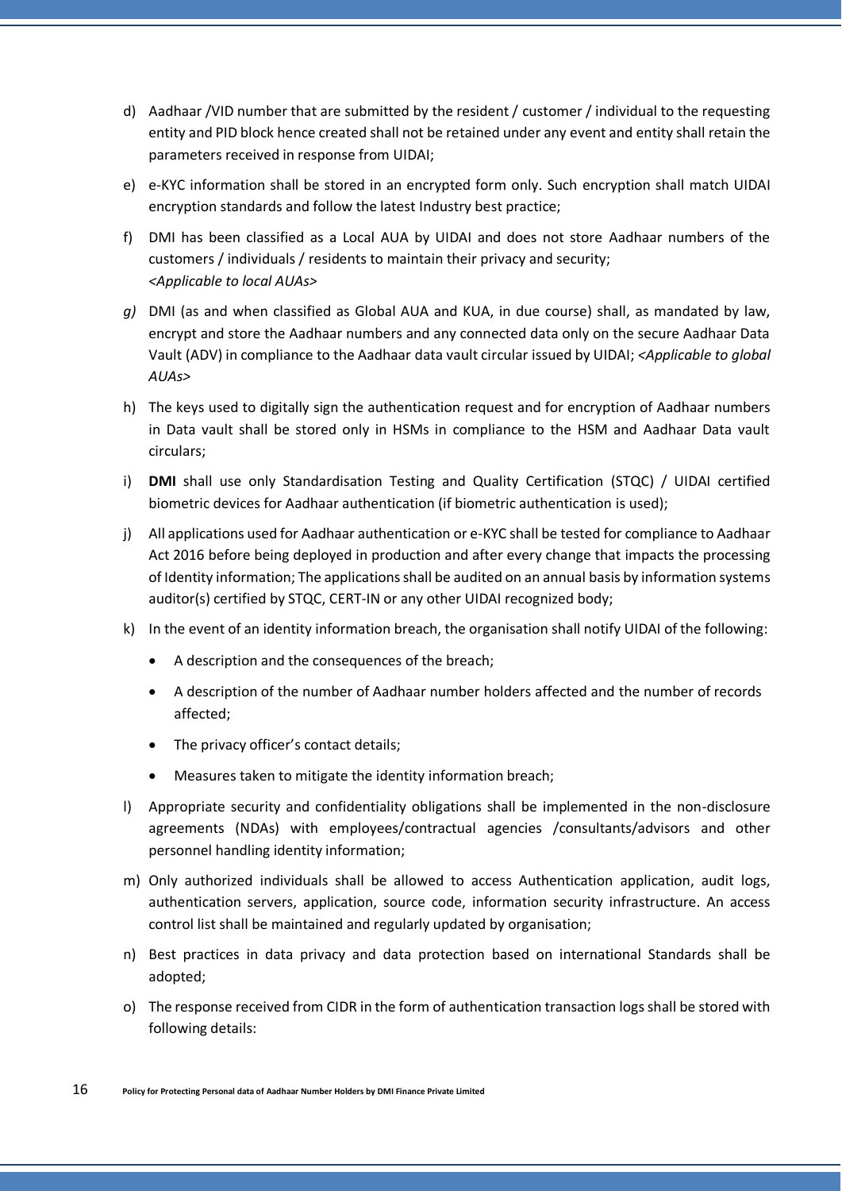d) Aadhaar /VID number that are submitted by the resident / customer / individual to the requesting entity and PID block hence created shall not be retained under any event and entity shall retain the parameters received in response from UIDAI;

e) e-KYC information shall be stored in an encrypted form only. Such encryption shall match UIDAI encryption standards and follow the latest Industry best practice;

f) DMI has been classified as a Local AUA by UIDAI and does not store Aadhaar numbers of the customers / individuals / residents to maintain their privacy and security; *<Applicable to local AUAs>*

*g)* DMI (as and when classified as Global AUA and KUA, in due course) shall, as mandated by law, encrypt and store the Aadhaar numbers and any connected data only on the secure Aadhaar Data Vault (ADV) in compliance to the Aadhaar data vault circular issued by UIDAI; *<Applicable to global AUAs>*

h) The keys used to digitally sign the authentication request and for encryption of Aadhaar numbers in Data vault shall be stored only in HSMs in compliance to the HSM and Aadhaar Data vault circulars;

i) **DMI** shall use only Standardisation Testing and Quality Certification (STQC) / UIDAI certified biometric devices for Aadhaar authentication (if biometric authentication is used);

j) All applications used for Aadhaar authentication or e-KYC shall be tested for compliance to Aadhaar Act 2016 before being deployed in production and after every change that impacts the processing of Identity information; The applications shall be audited on an annual basis by information systems auditor(s) certified by STQC, CERT-IN or any other UIDAI recognized body;

k) In the event of an identity information breach, the organisation shall notify UIDAI of the following:
   - A description and the consequences of the breach;
   - A description of the number of Aadhaar number holders affected and the number of records affected;
   - The privacy officer's contact details;
   - Measures taken to mitigate the identity information breach;

l) Appropriate security and confidentiality obligations shall be implemented in the non-disclosure agreements (NDAs) with employees/contractual agencies /consultants/advisors and other personnel handling identity information;

m) Only authorized individuals shall be allowed to access Authentication application, audit logs, authentication servers, application, source code, information security infrastructure. An access control list shall be maintained and regularly updated by organisation;

n) Best practices in data privacy and data protection based on international Standards shall be adopted;

o) The response received from CIDR in the form of authentication transaction logs shall be stored with following details: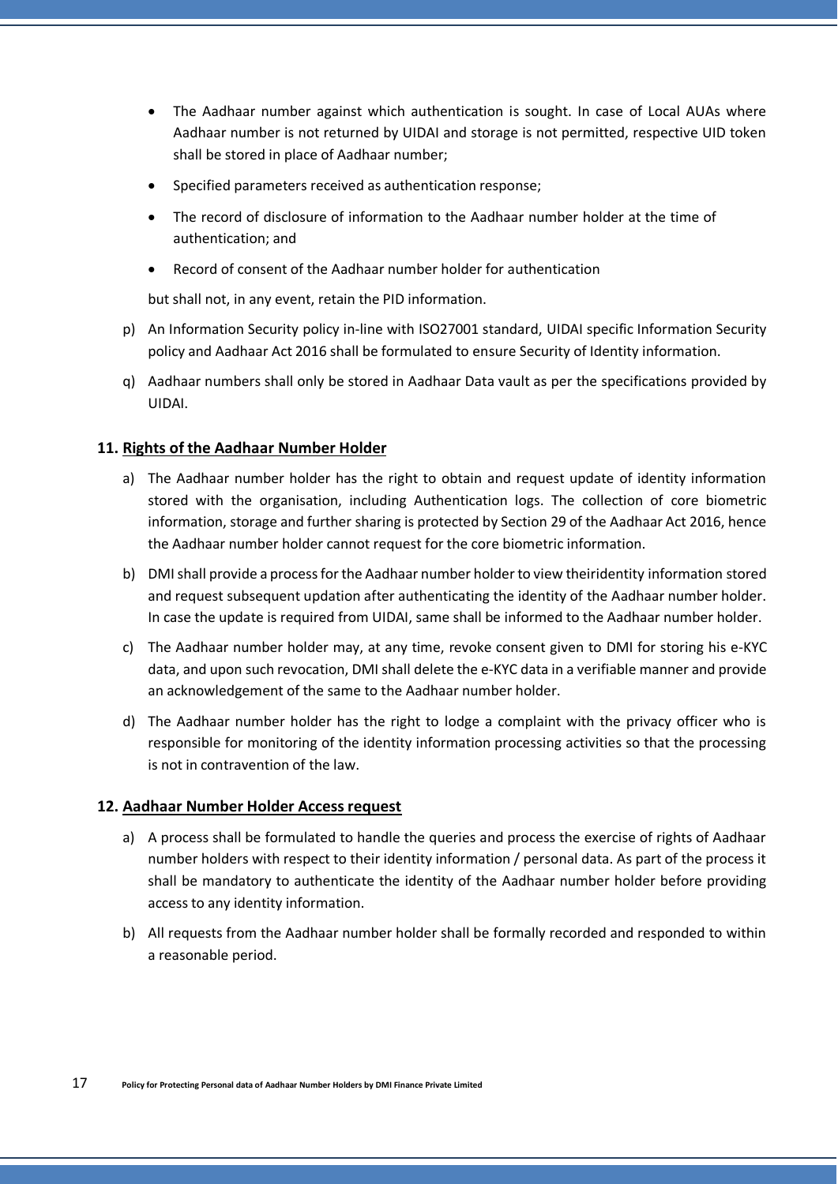- The Aadhaar number against which authentication is sought. In case of Local AUAs where Aadhaar number is not returned by UIDAI and storage is not permitted, respective UID token shall be stored in place of Aadhaar number;
- Specified parameters received as authentication response;
- The record of disclosure of information to the Aadhaar number holder at the time of authentication; and
- Record of consent of the Aadhaar number holder for authentication

but shall not, in any event, retain the PID information.

p) An Information Security policy in-line with ISO27001 standard, UIDAI specific Information Security policy and Aadhaar Act 2016 shall be formulated to ensure Security of Identity information.

q) Aadhaar numbers shall only be stored in Aadhaar Data vault as per the specifications provided by UIDAI.

### 11. <u>Rights of the Aadhaar Number Holder</u>

a) The Aadhaar number holder has the right to obtain and request update of identity information stored with the organisation, including Authentication logs. The collection of core biometric information, storage and further sharing is protected by Section 29 of the Aadhaar Act 2016, hence the Aadhaar number holder cannot request for the core biometric information.

b) DMI shall provide a process for the Aadhaar number holder to view theiridentity information stored and request subsequent updation after authenticating the identity of the Aadhaar number holder. In case the update is required from UIDAI, same shall be informed to the Aadhaar number holder.

c) The Aadhaar number holder may, at any time, revoke consent given to DMI for storing his e-KYC data, and upon such revocation, DMI shall delete the e-KYC data in a verifiable manner and provide an acknowledgement of the same to the Aadhaar number holder.

d) The Aadhaar number holder has the right to lodge a complaint with the privacy officer who is responsible for monitoring of the identity information processing activities so that the processing is not in contravention of the law.

### 12. <u>Aadhaar Number Holder Access request</u>

a) A process shall be formulated to handle the queries and process the exercise of rights of Aadhaar number holders with respect to their identity information / personal data. As part of the process it shall be mandatory to authenticate the identity of the Aadhaar number holder before providing access to any identity information.

b) All requests from the Aadhaar number holder shall be formally recorded and responded to within a reasonable period.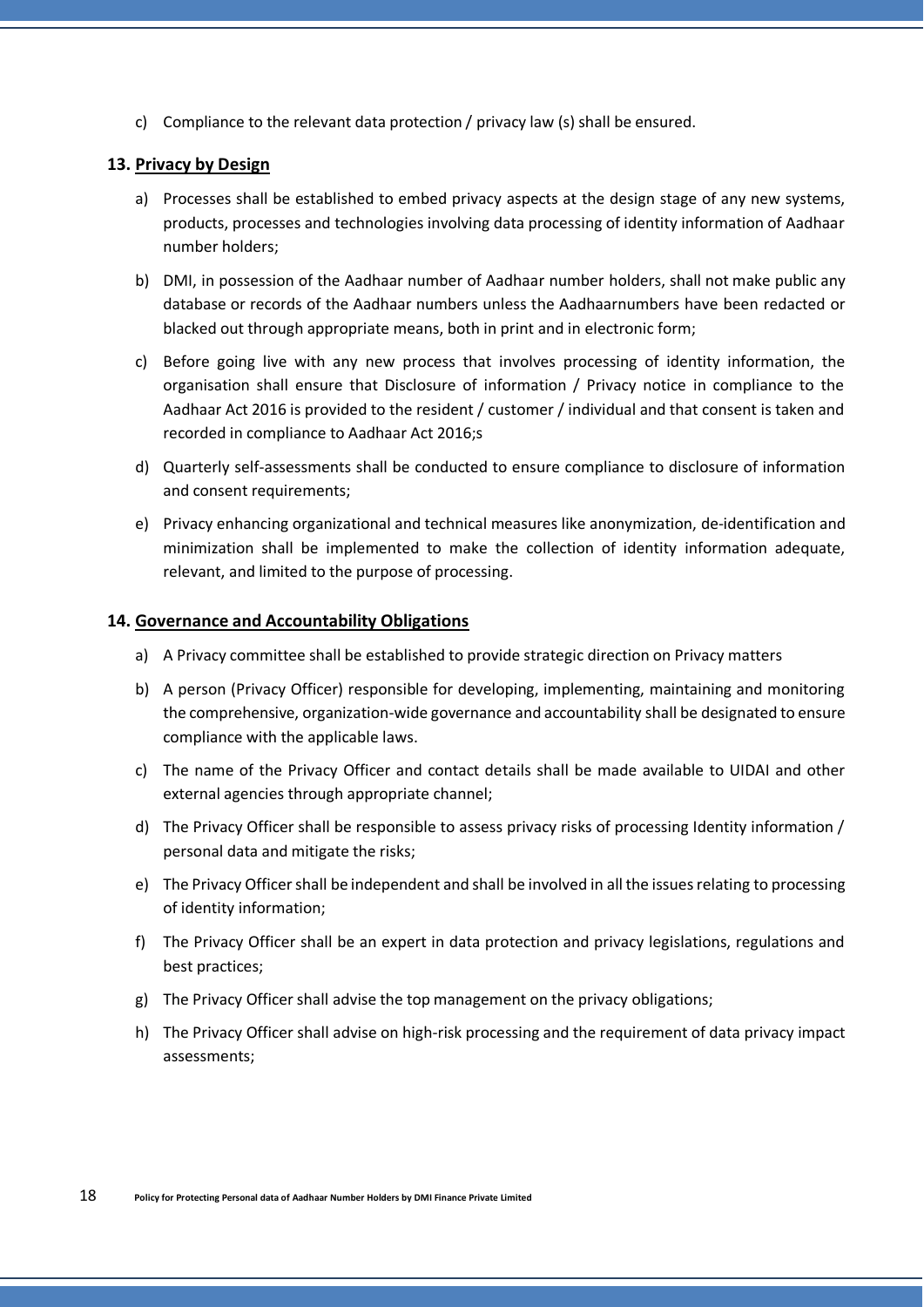c) Compliance to the relevant data protection / privacy law (s) shall be ensured.

## 13. Privacy by Design

a) Processes shall be established to embed privacy aspects at the design stage of any new systems, products, processes and technologies involving data processing of identity information of Aadhaar number holders;

b) DMI, in possession of the Aadhaar number of Aadhaar number holders, shall not make public any database or records of the Aadhaar numbers unless the Aadhaarnumbers have been redacted or blacked out through appropriate means, both in print and in electronic form;

c) Before going live with any new process that involves processing of identity information, the organisation shall ensure that Disclosure of information / Privacy notice in compliance to the Aadhaar Act 2016 is provided to the resident / customer / individual and that consent is taken and recorded in compliance to Aadhaar Act 2016;s

d) Quarterly self-assessments shall be conducted to ensure compliance to disclosure of information and consent requirements;

e) Privacy enhancing organizational and technical measures like anonymization, de-identification and minimization shall be implemented to make the collection of identity information adequate, relevant, and limited to the purpose of processing.

## 14. Governance and Accountability Obligations

a) A Privacy committee shall be established to provide strategic direction on Privacy matters

b) A person (Privacy Officer) responsible for developing, implementing, maintaining and monitoring the comprehensive, organization-wide governance and accountability shall be designated to ensure compliance with the applicable laws.

c) The name of the Privacy Officer and contact details shall be made available to UIDAI and other external agencies through appropriate channel;

d) The Privacy Officer shall be responsible to assess privacy risks of processing Identity information / personal data and mitigate the risks;

e) The Privacy Officer shall be independent and shall be involved in all the issues relating to processing of identity information;

f) The Privacy Officer shall be an expert in data protection and privacy legislations, regulations and best practices;

g) The Privacy Officer shall advise the top management on the privacy obligations;

h) The Privacy Officer shall advise on high-risk processing and the requirement of data privacy impact assessments;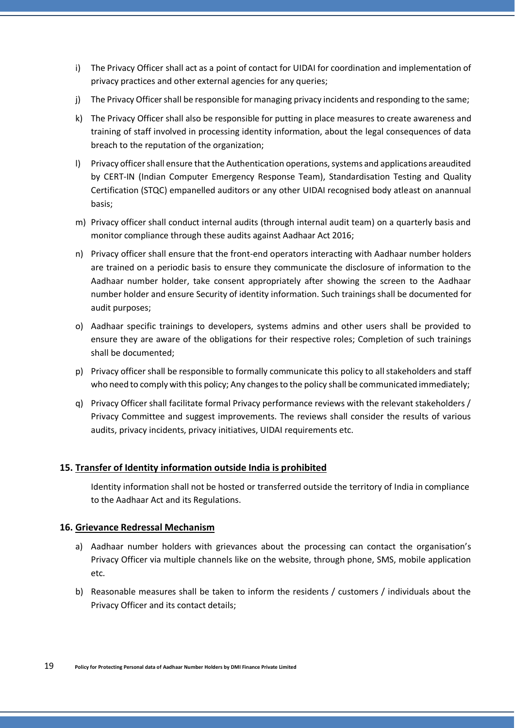i) The Privacy Officer shall act as a point of contact for UIDAI for coordination and implementation of privacy practices and other external agencies for any queries;

j) The Privacy Officer shall be responsible for managing privacy incidents and responding to the same;

k) The Privacy Officer shall also be responsible for putting in place measures to create awareness and training of staff involved in processing identity information, about the legal consequences of data breach to the reputation of the organization;

l) Privacy officer shall ensure that the Authentication operations, systems and applications areaudited by CERT-IN (Indian Computer Emergency Response Team), Standardisation Testing and Quality Certification (STQC) empanelled auditors or any other UIDAI recognised body atleast on anannual basis;

m) Privacy officer shall conduct internal audits (through internal audit team) on a quarterly basis and monitor compliance through these audits against Aadhaar Act 2016;

n) Privacy officer shall ensure that the front-end operators interacting with Aadhaar number holders are trained on a periodic basis to ensure they communicate the disclosure of information to the Aadhaar number holder, take consent appropriately after showing the screen to the Aadhaar number holder and ensure Security of identity information. Such trainings shall be documented for audit purposes;

o) Aadhaar specific trainings to developers, systems admins and other users shall be provided to ensure they are aware of the obligations for their respective roles; Completion of such trainings shall be documented;

p) Privacy officer shall be responsible to formally communicate this policy to all stakeholders and staff who need to comply with this policy; Any changes to the policy shall be communicated immediately;

q) Privacy Officer shall facilitate formal Privacy performance reviews with the relevant stakeholders / Privacy Committee and suggest improvements. The reviews shall consider the results of various audits, privacy incidents, privacy initiatives, UIDAI requirements etc.

## 15. <u>Transfer of Identity information outside India is prohibited</u>

Identity information shall not be hosted or transferred outside the territory of India in compliance to the Aadhaar Act and its Regulations.

## 16. <u>Grievance Redressal Mechanism</u>

a) Aadhaar number holders with grievances about the processing can contact the organisation's Privacy Officer via multiple channels like on the website, through phone, SMS, mobile application etc.

b) Reasonable measures shall be taken to inform the residents / customers / individuals about the Privacy Officer and its contact details;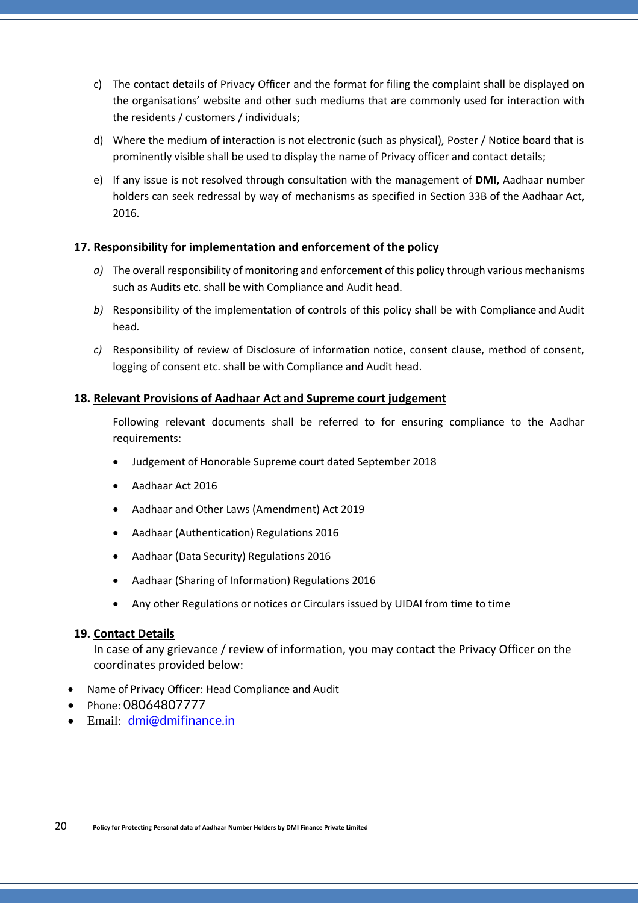c) The contact details of Privacy Officer and the format for filing the complaint shall be displayed on the organisations' website and other such mediums that are commonly used for interaction with the residents / customers / individuals;

d) Where the medium of interaction is not electronic (such as physical), Poster / Notice board that is prominently visible shall be used to display the name of Privacy officer and contact details;

e) If any issue is not resolved through consultation with the management of **DMI,** Aadhaar number holders can seek redressal by way of mechanisms as specified in Section 33B of the Aadhaar Act, 2016.

## 17. Responsibility for implementation and enforcement of the policy

*a)* The overall responsibility of monitoring and enforcement of this policy through various mechanisms such as Audits etc. shall be with Compliance and Audit head.

*b)* Responsibility of the implementation of controls of this policy shall be with Compliance and Audit head.

*c)* Responsibility of review of Disclosure of information notice, consent clause, method of consent, logging of consent etc. shall be with Compliance and Audit head.

## 18. Relevant Provisions of Aadhaar Act and Supreme court judgement

Following relevant documents shall be referred to for ensuring compliance to the Aadhar requirements:

- Judgement of Honorable Supreme court dated September 2018
- Aadhaar Act 2016
- Aadhaar and Other Laws (Amendment) Act 2019
- Aadhaar (Authentication) Regulations 2016
- Aadhaar (Data Security) Regulations 2016
- Aadhaar (Sharing of Information) Regulations 2016
- Any other Regulations or notices or Circulars issued by UIDAI from time to time

## 19. Contact Details

In case of any grievance / review of information, you may contact the Privacy Officer on the coordinates provided below:

- Name of Privacy Officer: Head Compliance and Audit
- Phone: 08064807777
- Email: dmi@dmifinance.in